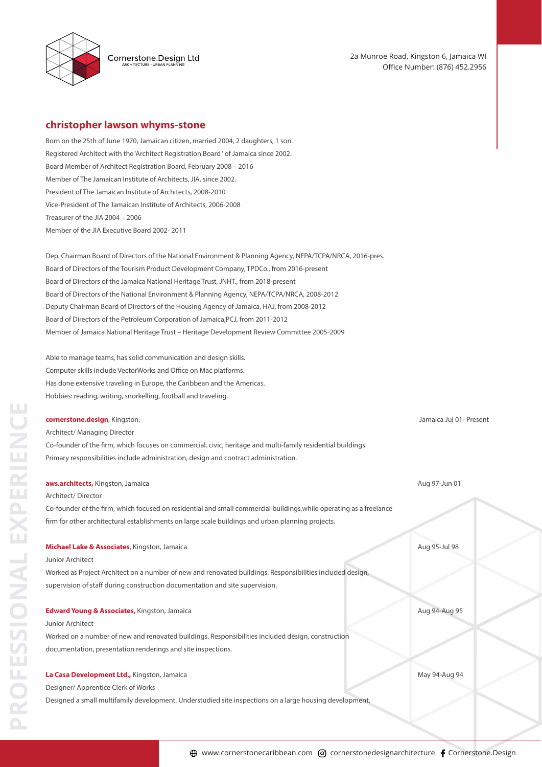Cornerstone.Design Ltd
ARCHITECTURE • URBAN PLANNING

2a Munroe Road, Kingston 6, Jamaica WI
Office Number: (876) 452.2956

## christopher lawson whyms-stone

Born on the 25th of June 1970, Jamaican citizen, married 2004, 2 daughters, 1 son.
Registered Architect with the 'Architect Registration Board' of Jamaica since 2002.
Board Member of Architect Registration Board, February 2008 – 2016
Member of The Jamaican Institute of Architects, JIA, since 2002.
President of The Jamaican Institute of Architects, 2008-2010
Vice-President of The Jamaican Institute of Architects, 2006-2008
Treasurer of the JIA 2004 – 2006
Member of the JIA Executive Board 2002- 2011

Dep. Chairman Board of Directors of the National Environment & Planning Agency, NEPA/TCPA/NRCA, 2016-pres.
Board of Directors of the Tourism Product Development Company, TPDCo., from 2016-present
Board of Directors of the Jamaica National Heritage Trust, JNHT., from 2018-present
Board of Directors of the National Environment & Planning Agency, NEPA/TCPA/NRCA, 2008-2012
Deputy Chairman Board of Directors of the Housing Agency of Jamaica, HAJ, from 2008-2012
Board of Directors of the Petroleum Corporation of Jamaica,PCJ, from 2011-2012
Member of Jamaica National Heritage Trust – Heritage Development Review Committee 2005-2009

Able to manage teams, has solid communication and design skills.
Computer skills include VectorWorks and Office on Mac platforms.
Has done extensive traveling in Europe, the Caribbean and the Americas.
Hobbies: reading, writing, snorkelling, football and traveling.

## PROFESSIONAL EXPERIENCE

**cornerstone.design**, Kingston, Jamaica Jul 01- Present
Architect/ Managing Director
Co-founder of the firm, which focuses on commercial, civic, heritage and multi-family residential buildings.
Primary responsibilities include administration, design and contract administration.

**aws.architects,** Kingston, Jamaica Aug 97-Jun 01
Architect/ Director
Co-founder of the firm, which focused on residential and small commercial buildings,while operating as a freelance firm for other architectural establishments on large scale buildings and urban planning projects.

**Michael Lake & Associates**, Kingston, Jamaica Aug 95-Jul 98
Junior Architect
Worked as Project Architect on a number of new and renovated buildings. Responsibilities included design, supervision of staff during construction documentation and site supervision.

**Edward Young & Associates,** Kingston, Jamaica Aug 94-Aug 95
Junior Architect
Worked on a number of new and renovated buildings. Responsibilities included design, construction documentation, presentation renderings and site inspections.

**La Casa Development Ltd.,** Kingston, Jamaica May 94-Aug 94
Designer/ Apprentice Clerk of Works
Designed a small multifamily development. Understudied site inspections on a large housing development.

www.cornerstonecaribbean.com cornerstonedesignarchitecture Cornerstone.Design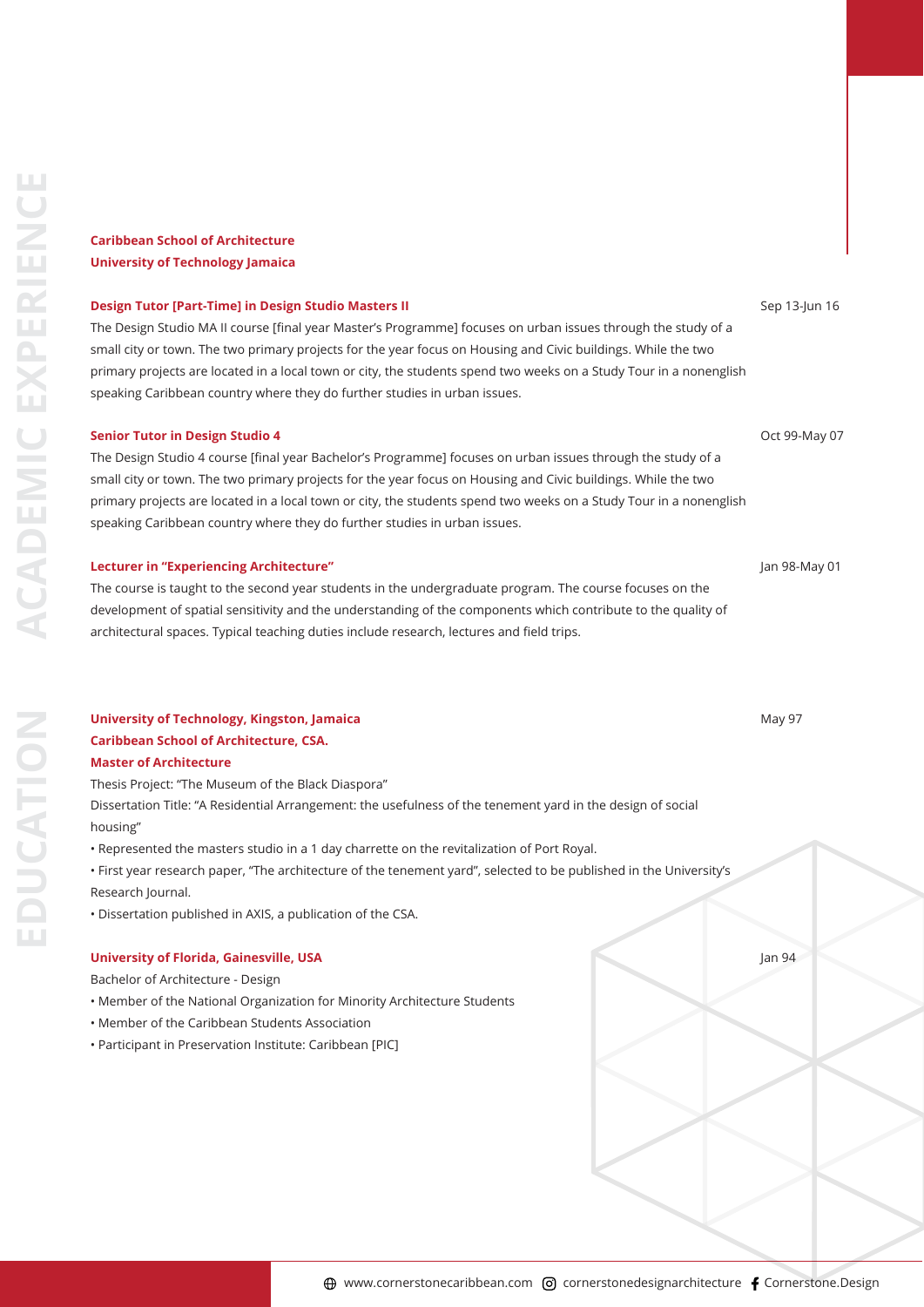## ACADEMIC EXPERIENCE

**Caribbean School of Architecture**
**University of Technology Jamaica**

**Design Tutor [Part-Time] in Design Studio Masters II** — Sep 13-Jun 16

The Design Studio MA II course [final year Master's Programme] focuses on urban issues through the study of a small city or town. The two primary projects for the year focus on Housing and Civic buildings. While the two primary projects are located in a local town or city, the students spend two weeks on a Study Tour in a nonenglish speaking Caribbean country where they do further studies in urban issues.

**Senior Tutor in Design Studio 4** — Oct 99-May 07

The Design Studio 4 course [final year Bachelor's Programme] focuses on urban issues through the study of a small city or town. The two primary projects for the year focus on Housing and Civic buildings. While the two primary projects are located in a local town or city, the students spend two weeks on a Study Tour in a nonenglish speaking Caribbean country where they do further studies in urban issues.

**Lecturer in "Experiencing Architecture"** — Jan 98-May 01

The course is taught to the second year students in the undergraduate program. The course focuses on the development of spatial sensitivity and the understanding of the components which contribute to the quality of architectural spaces. Typical teaching duties include research, lectures and field trips.

## EDUCATION

**University of Technology, Kingston, Jamaica** — May 97
**Caribbean School of Architecture, CSA.**
**Master of Architecture**

Thesis Project: "The Museum of the Black Diaspora"
Dissertation Title: "A Residential Arrangement: the usefulness of the tenement yard in the design of social housing"

- Represented the masters studio in a 1 day charrette on the revitalization of Port Royal.
- First year research paper, "The architecture of the tenement yard", selected to be published in the University's Research Journal.
- Dissertation published in AXIS, a publication of the CSA.

**University of Florida, Gainesville, USA** — Jan 94

Bachelor of Architecture - Design

- Member of the National Organization for Minority Architecture Students
- Member of the Caribbean Students Association
- Participant in Preservation Institute: Caribbean [PIC]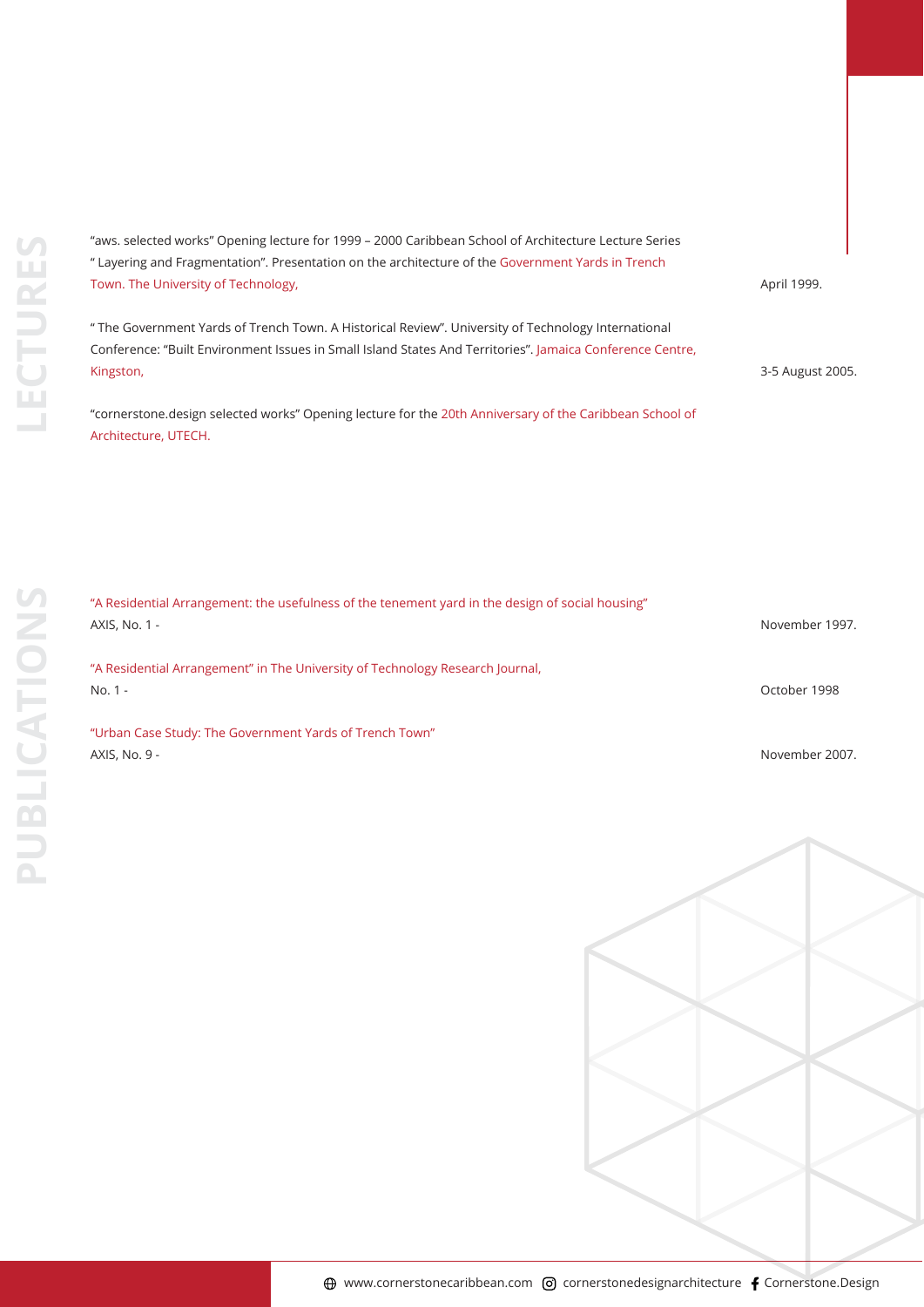## LECTURES

"aws. selected works" Opening lecture for 1999 – 2000 Caribbean School of Architecture Lecture Series
" Layering and Fragmentation". Presentation on the architecture of the Government Yards in Trench Town. The University of Technology, April 1999.

" The Government Yards of Trench Town. A Historical Review". University of Technology International Conference: "Built Environment Issues in Small Island States And Territories". Jamaica Conference Centre, Kingston, 3-5 August 2005.

"cornerstone.design selected works" Opening lecture for the 20th Anniversary of the Caribbean School of Architecture, UTECH.

## PUBLICATIONS

"A Residential Arrangement: the usefulness of the tenement yard in the design of social housing"
AXIS, No. 1 - November 1997.

"A Residential Arrangement" in The University of Technology Research Journal,
No. 1 - October 1998

"Urban Case Study: The Government Yards of Trench Town"
AXIS, No. 9 - November 2007.